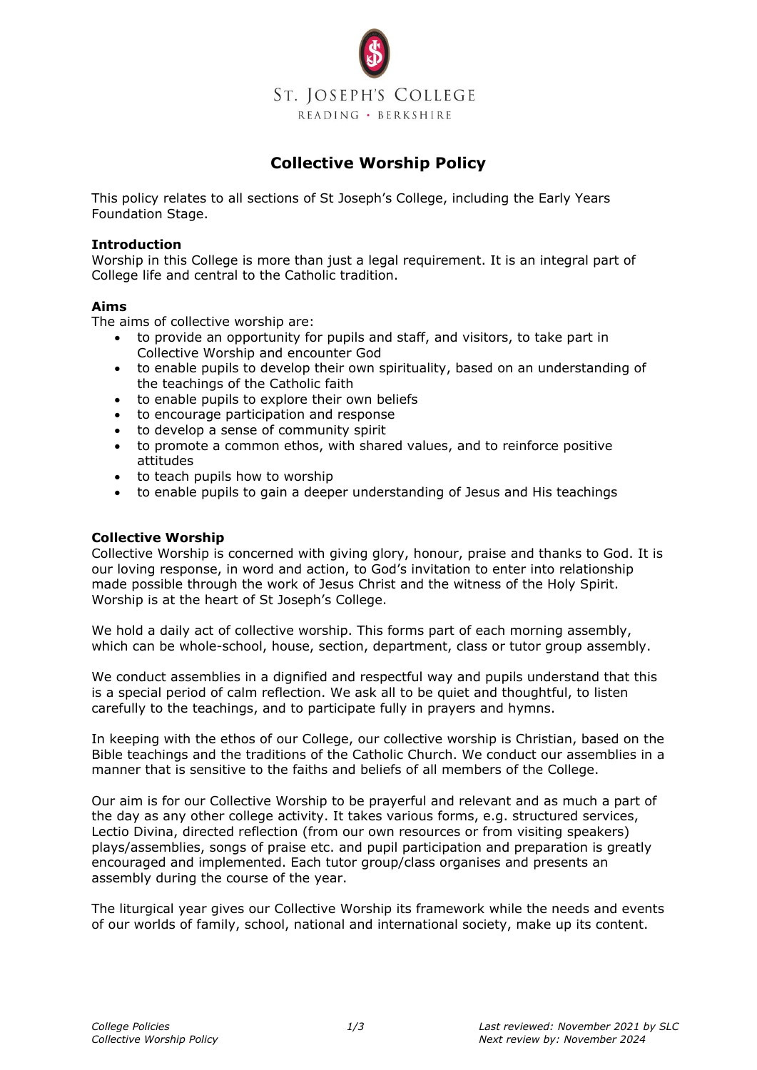ST. JOSEPH'S COLLEGE
READING · BERKSHIRE

# Collective Worship Policy

This policy relates to all sections of St Joseph's College, including the Early Years Foundation Stage.

## Introduction

Worship in this College is more than just a legal requirement. It is an integral part of College life and central to the Catholic tradition.

## Aims

The aims of collective worship are:

- to provide an opportunity for pupils and staff, and visitors, to take part in Collective Worship and encounter God
- to enable pupils to develop their own spirituality, based on an understanding of the teachings of the Catholic faith
- to enable pupils to explore their own beliefs
- to encourage participation and response
- to develop a sense of community spirit
- to promote a common ethos, with shared values, and to reinforce positive attitudes
- to teach pupils how to worship
- to enable pupils to gain a deeper understanding of Jesus and His teachings

## Collective Worship

Collective Worship is concerned with giving glory, honour, praise and thanks to God. It is our loving response, in word and action, to God's invitation to enter into relationship made possible through the work of Jesus Christ and the witness of the Holy Spirit. Worship is at the heart of St Joseph's College.

We hold a daily act of collective worship. This forms part of each morning assembly, which can be whole-school, house, section, department, class or tutor group assembly.

We conduct assemblies in a dignified and respectful way and pupils understand that this is a special period of calm reflection. We ask all to be quiet and thoughtful, to listen carefully to the teachings, and to participate fully in prayers and hymns.

In keeping with the ethos of our College, our collective worship is Christian, based on the Bible teachings and the traditions of the Catholic Church. We conduct our assemblies in a manner that is sensitive to the faiths and beliefs of all members of the College.

Our aim is for our Collective Worship to be prayerful and relevant and as much a part of the day as any other college activity. It takes various forms, e.g. structured services, Lectio Divina, directed reflection (from our own resources or from visiting speakers) plays/assemblies, songs of praise etc. and pupil participation and preparation is greatly encouraged and implemented. Each tutor group/class organises and presents an assembly during the course of the year.

The liturgical year gives our Collective Worship its framework while the needs and events of our worlds of family, school, national and international society, make up its content.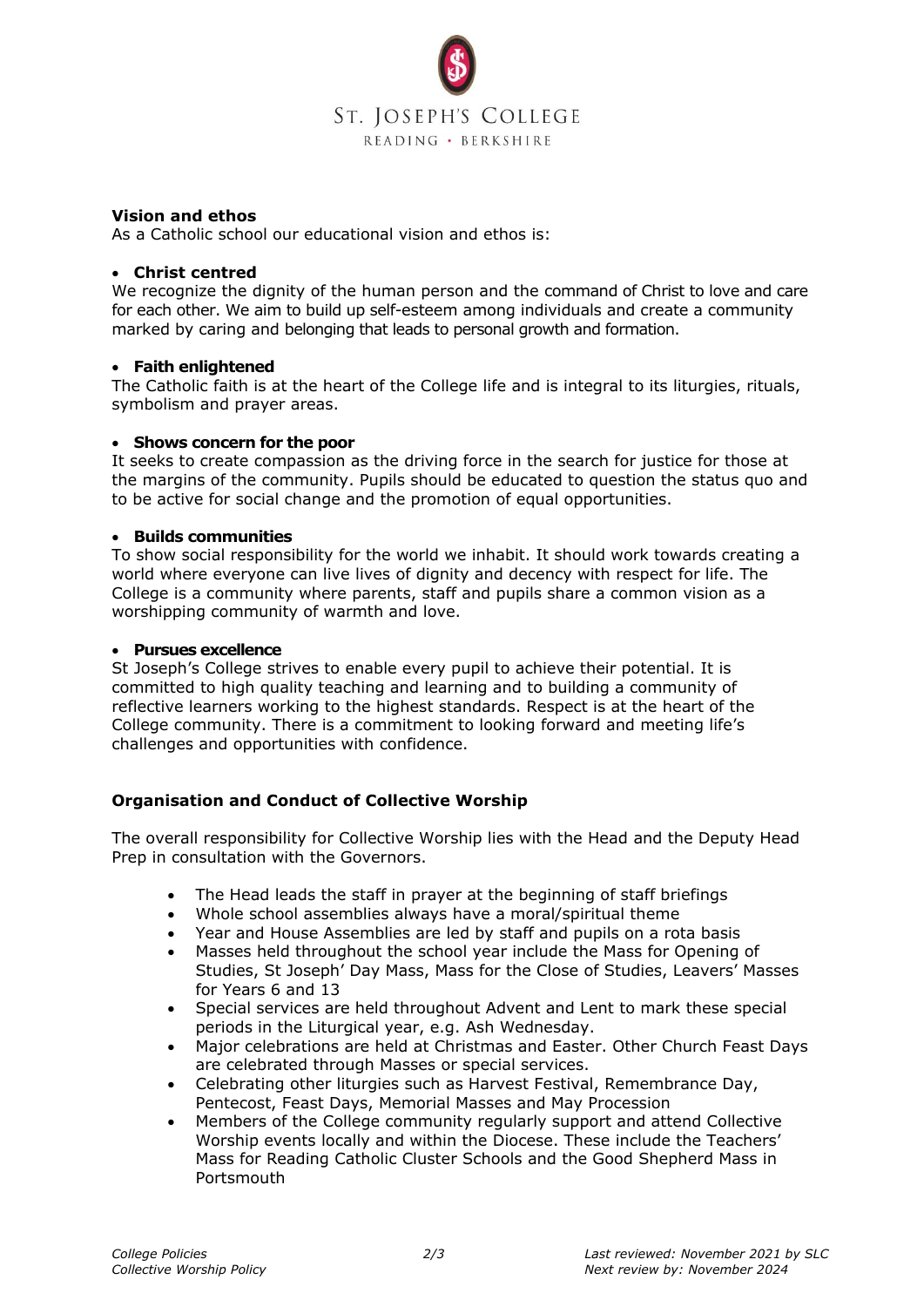### Vision and ethos

As a Catholic school our educational vision and ethos is:

- **Christ centred**

We recognize the dignity of the human person and the command of Christ to love and care for each other. We aim to build up self-esteem among individuals and create a community marked by caring and belonging that leads to personal growth and formation.

- **Faith enlightened**

The Catholic faith is at the heart of the College life and is integral to its liturgies, rituals, symbolism and prayer areas.

- **Shows concern for the poor**

It seeks to create compassion as the driving force in the search for justice for those at the margins of the community. Pupils should be educated to question the status quo and to be active for social change and the promotion of equal opportunities.

- **Builds communities**

To show social responsibility for the world we inhabit. It should work towards creating a world where everyone can live lives of dignity and decency with respect for life. The College is a community where parents, staff and pupils share a common vision as a worshipping community of warmth and love.

- **Pursues excellence**

St Joseph's College strives to enable every pupil to achieve their potential. It is committed to high quality teaching and learning and to building a community of reflective learners working to the highest standards. Respect is at the heart of the College community. There is a commitment to looking forward and meeting life's challenges and opportunities with confidence.

### Organisation and Conduct of Collective Worship

The overall responsibility for Collective Worship lies with the Head and the Deputy Head Prep in consultation with the Governors.

- The Head leads the staff in prayer at the beginning of staff briefings
- Whole school assemblies always have a moral/spiritual theme
- Year and House Assemblies are led by staff and pupils on a rota basis
- Masses held throughout the school year include the Mass for Opening of Studies, St Joseph' Day Mass, Mass for the Close of Studies, Leavers' Masses for Years 6 and 13
- Special services are held throughout Advent and Lent to mark these special periods in the Liturgical year, e.g. Ash Wednesday.
- Major celebrations are held at Christmas and Easter. Other Church Feast Days are celebrated through Masses or special services.
- Celebrating other liturgies such as Harvest Festival, Remembrance Day, Pentecost, Feast Days, Memorial Masses and May Procession
- Members of the College community regularly support and attend Collective Worship events locally and within the Diocese. These include the Teachers' Mass for Reading Catholic Cluster Schools and the Good Shepherd Mass in Portsmouth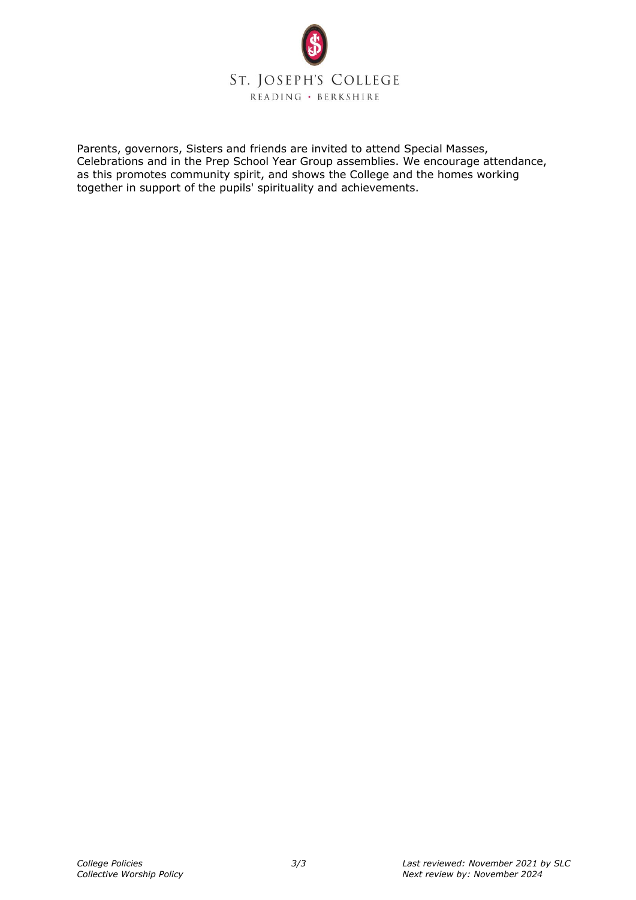Parents, governors, Sisters and friends are invited to attend Special Masses, Celebrations and in the Prep School Year Group assemblies. We encourage attendance, as this promotes community spirit, and shows the College and the homes working together in support of the pupils' spirituality and achievements.